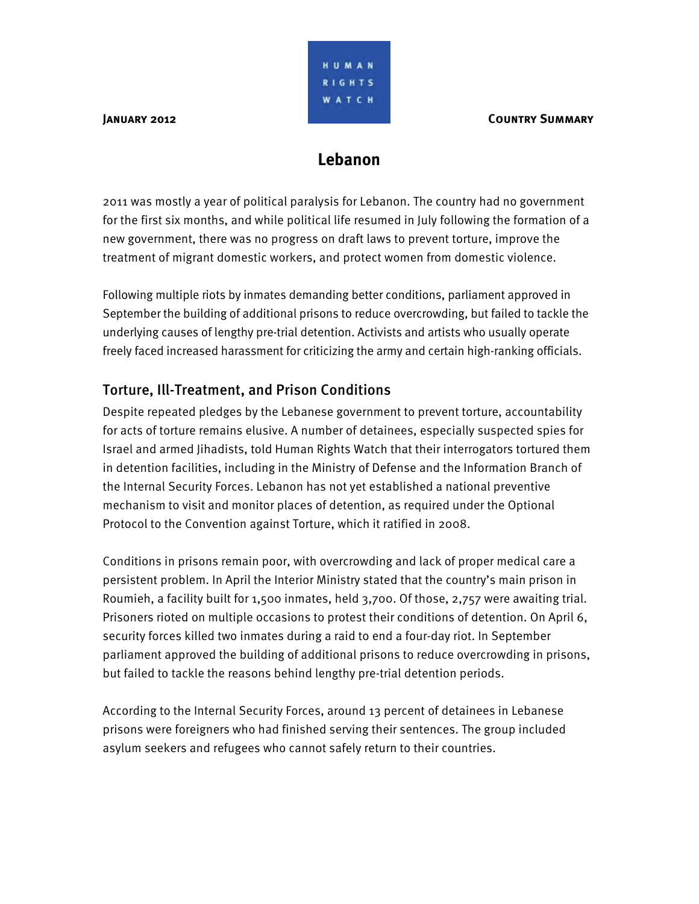**January 2012** **Country Summary**

# Lebanon

2011 was mostly a year of political paralysis for Lebanon. The country had no government for the first six months, and while political life resumed in July following the formation of a new government, there was no progress on draft laws to prevent torture, improve the treatment of migrant domestic workers, and protect women from domestic violence.

Following multiple riots by inmates demanding better conditions, parliament approved in September the building of additional prisons to reduce overcrowding, but failed to tackle the underlying causes of lengthy pre-trial detention. Activists and artists who usually operate freely faced increased harassment for criticizing the army and certain high-ranking officials.

## Torture, Ill-Treatment, and Prison Conditions

Despite repeated pledges by the Lebanese government to prevent torture, accountability for acts of torture remains elusive. A number of detainees, especially suspected spies for Israel and armed Jihadists, told Human Rights Watch that their interrogators tortured them in detention facilities, including in the Ministry of Defense and the Information Branch of the Internal Security Forces. Lebanon has not yet established a national preventive mechanism to visit and monitor places of detention, as required under the Optional Protocol to the Convention against Torture, which it ratified in 2008.

Conditions in prisons remain poor, with overcrowding and lack of proper medical care a persistent problem. In April the Interior Ministry stated that the country's main prison in Roumieh, a facility built for 1,500 inmates, held 3,700. Of those, 2,757 were awaiting trial. Prisoners rioted on multiple occasions to protest their conditions of detention. On April 6, security forces killed two inmates during a raid to end a four-day riot. In September parliament approved the building of additional prisons to reduce overcrowding in prisons, but failed to tackle the reasons behind lengthy pre-trial detention periods.

According to the Internal Security Forces, around 13 percent of detainees in Lebanese prisons were foreigners who had finished serving their sentences. The group included asylum seekers and refugees who cannot safely return to their countries.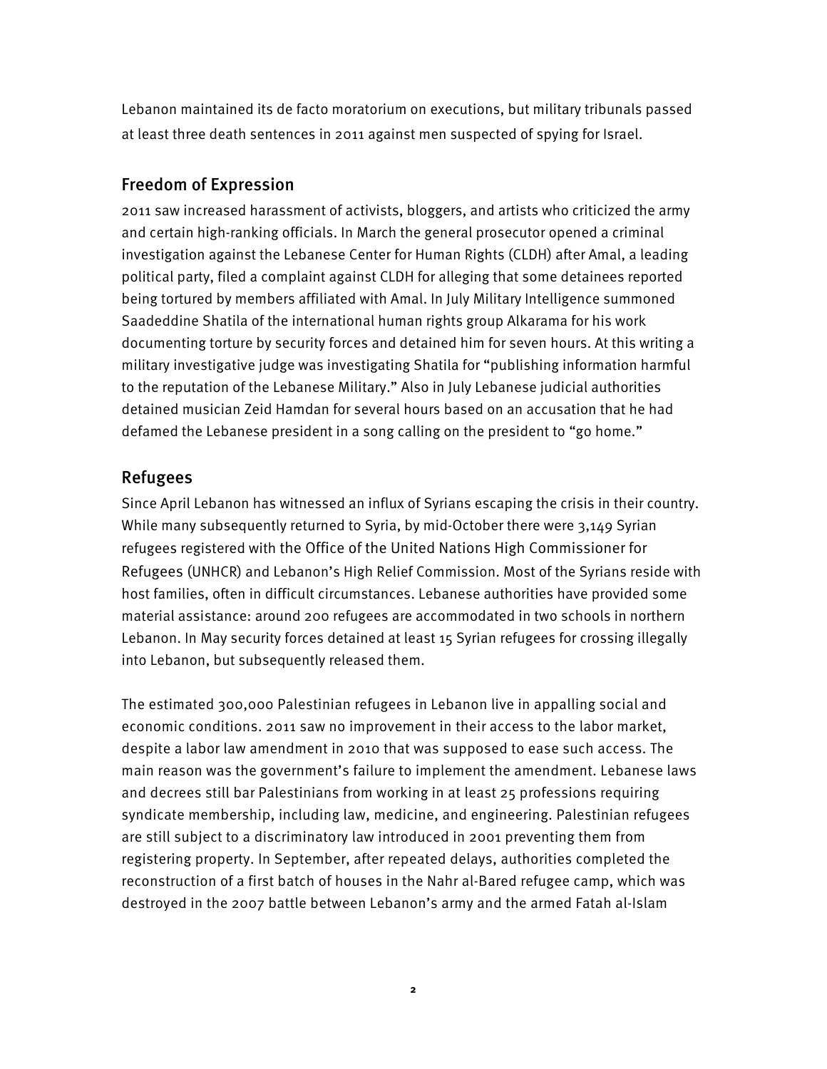Lebanon maintained its de facto moratorium on executions, but military tribunals passed at least three death sentences in 2011 against men suspected of spying for Israel.

## Freedom of Expression

2011 saw increased harassment of activists, bloggers, and artists who criticized the army and certain high-ranking officials. In March the general prosecutor opened a criminal investigation against the Lebanese Center for Human Rights (CLDH) after Amal, a leading political party, filed a complaint against CLDH for alleging that some detainees reported being tortured by members affiliated with Amal. In July Military Intelligence summoned Saadeddine Shatila of the international human rights group Alkarama for his work documenting torture by security forces and detained him for seven hours. At this writing a military investigative judge was investigating Shatila for "publishing information harmful to the reputation of the Lebanese Military." Also in July Lebanese judicial authorities detained musician Zeid Hamdan for several hours based on an accusation that he had defamed the Lebanese president in a song calling on the president to "go home."

## Refugees

Since April Lebanon has witnessed an influx of Syrians escaping the crisis in their country. While many subsequently returned to Syria, by mid-October there were 3,149 Syrian refugees registered with the Office of the United Nations High Commissioner for Refugees (UNHCR) and Lebanon's High Relief Commission. Most of the Syrians reside with host families, often in difficult circumstances. Lebanese authorities have provided some material assistance: around 200 refugees are accommodated in two schools in northern Lebanon. In May security forces detained at least 15 Syrian refugees for crossing illegally into Lebanon, but subsequently released them.

The estimated 300,000 Palestinian refugees in Lebanon live in appalling social and economic conditions. 2011 saw no improvement in their access to the labor market, despite a labor law amendment in 2010 that was supposed to ease such access. The main reason was the government's failure to implement the amendment. Lebanese laws and decrees still bar Palestinians from working in at least 25 professions requiring syndicate membership, including law, medicine, and engineering. Palestinian refugees are still subject to a discriminatory law introduced in 2001 preventing them from registering property. In September, after repeated delays, authorities completed the reconstruction of a first batch of houses in the Nahr al-Bared refugee camp, which was destroyed in the 2007 battle between Lebanon's army and the armed Fatah al-Islam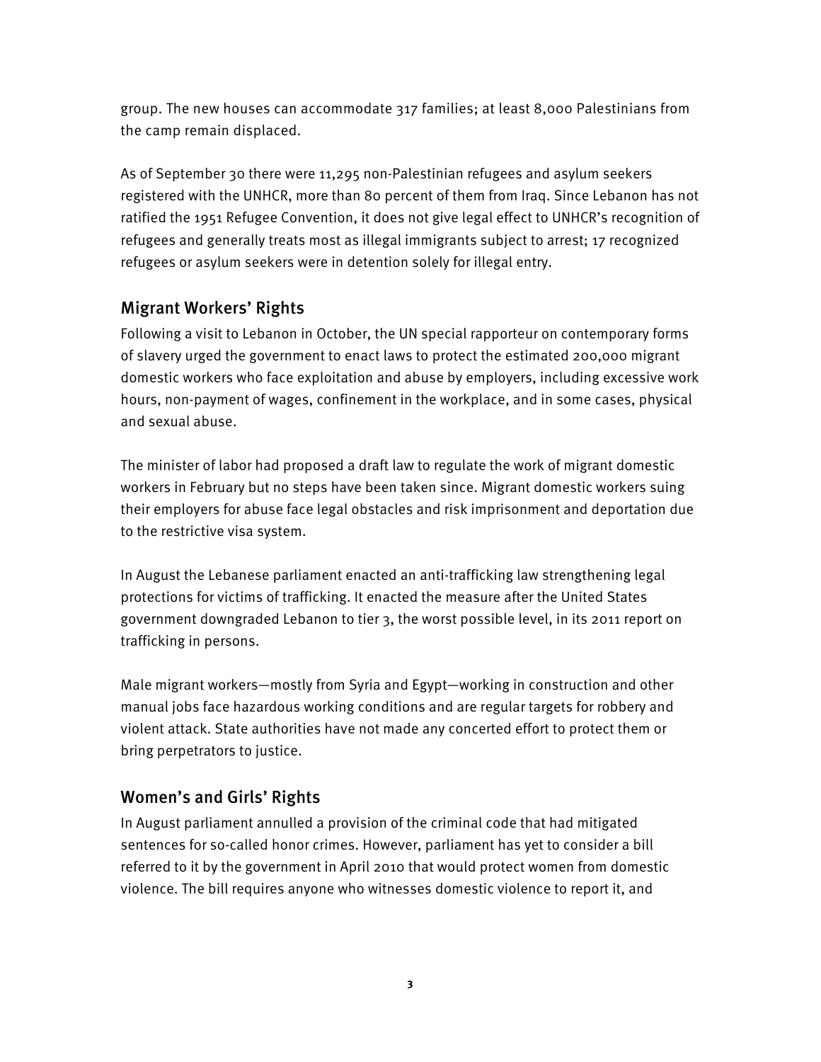group. The new houses can accommodate 317 families; at least 8,000 Palestinians from the camp remain displaced.

As of September 30 there were 11,295 non-Palestinian refugees and asylum seekers registered with the UNHCR, more than 80 percent of them from Iraq. Since Lebanon has not ratified the 1951 Refugee Convention, it does not give legal effect to UNHCR's recognition of refugees and generally treats most as illegal immigrants subject to arrest; 17 recognized refugees or asylum seekers were in detention solely for illegal entry.

## Migrant Workers' Rights

Following a visit to Lebanon in October, the UN special rapporteur on contemporary forms of slavery urged the government to enact laws to protect the estimated 200,000 migrant domestic workers who face exploitation and abuse by employers, including excessive work hours, non-payment of wages, confinement in the workplace, and in some cases, physical and sexual abuse.

The minister of labor had proposed a draft law to regulate the work of migrant domestic workers in February but no steps have been taken since. Migrant domestic workers suing their employers for abuse face legal obstacles and risk imprisonment and deportation due to the restrictive visa system.

In August the Lebanese parliament enacted an anti-trafficking law strengthening legal protections for victims of trafficking. It enacted the measure after the United States government downgraded Lebanon to tier 3, the worst possible level, in its 2011 report on trafficking in persons.

Male migrant workers—mostly from Syria and Egypt—working in construction and other manual jobs face hazardous working conditions and are regular targets for robbery and violent attack. State authorities have not made any concerted effort to protect them or bring perpetrators to justice.

## Women's and Girls' Rights

In August parliament annulled a provision of the criminal code that had mitigated sentences for so-called honor crimes. However, parliament has yet to consider a bill referred to it by the government in April 2010 that would protect women from domestic violence. The bill requires anyone who witnesses domestic violence to report it, and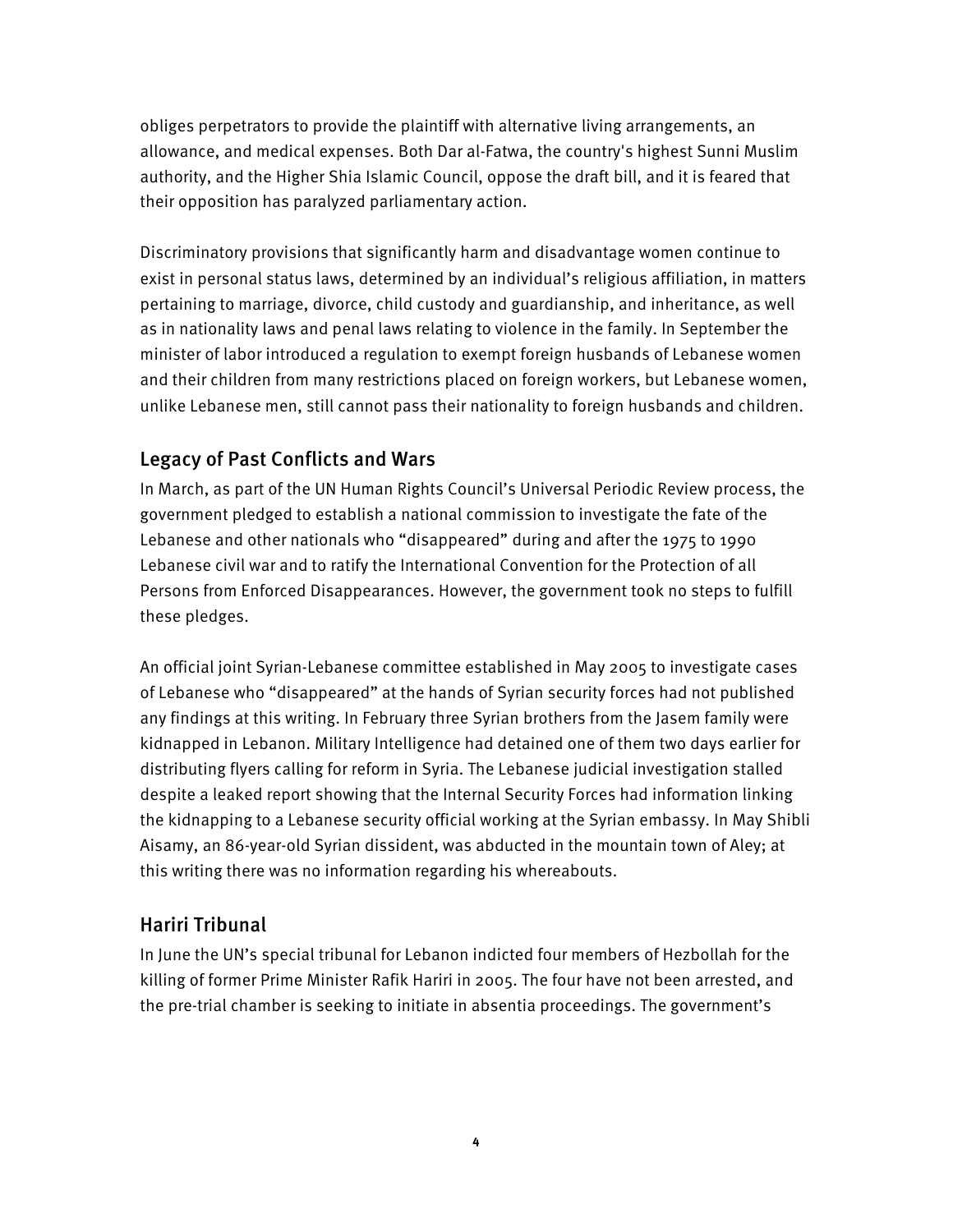obliges perpetrators to provide the plaintiff with alternative living arrangements, an allowance, and medical expenses. Both Dar al-Fatwa, the country's highest Sunni Muslim authority, and the Higher Shia Islamic Council, oppose the draft bill, and it is feared that their opposition has paralyzed parliamentary action.

Discriminatory provisions that significantly harm and disadvantage women continue to exist in personal status laws, determined by an individual's religious affiliation, in matters pertaining to marriage, divorce, child custody and guardianship, and inheritance, as well as in nationality laws and penal laws relating to violence in the family. In September the minister of labor introduced a regulation to exempt foreign husbands of Lebanese women and their children from many restrictions placed on foreign workers, but Lebanese women, unlike Lebanese men, still cannot pass their nationality to foreign husbands and children.

## Legacy of Past Conflicts and Wars

In March, as part of the UN Human Rights Council's Universal Periodic Review process, the government pledged to establish a national commission to investigate the fate of the Lebanese and other nationals who "disappeared" during and after the 1975 to 1990 Lebanese civil war and to ratify the International Convention for the Protection of all Persons from Enforced Disappearances. However, the government took no steps to fulfill these pledges.

An official joint Syrian-Lebanese committee established in May 2005 to investigate cases of Lebanese who "disappeared" at the hands of Syrian security forces had not published any findings at this writing. In February three Syrian brothers from the Jasem family were kidnapped in Lebanon. Military Intelligence had detained one of them two days earlier for distributing flyers calling for reform in Syria. The Lebanese judicial investigation stalled despite a leaked report showing that the Internal Security Forces had information linking the kidnapping to a Lebanese security official working at the Syrian embassy. In May Shibli Aisamy, an 86-year-old Syrian dissident, was abducted in the mountain town of Aley; at this writing there was no information regarding his whereabouts.

## Hariri Tribunal

In June the UN's special tribunal for Lebanon indicted four members of Hezbollah for the killing of former Prime Minister Rafik Hariri in 2005. The four have not been arrested, and the pre-trial chamber is seeking to initiate in absentia proceedings. The government's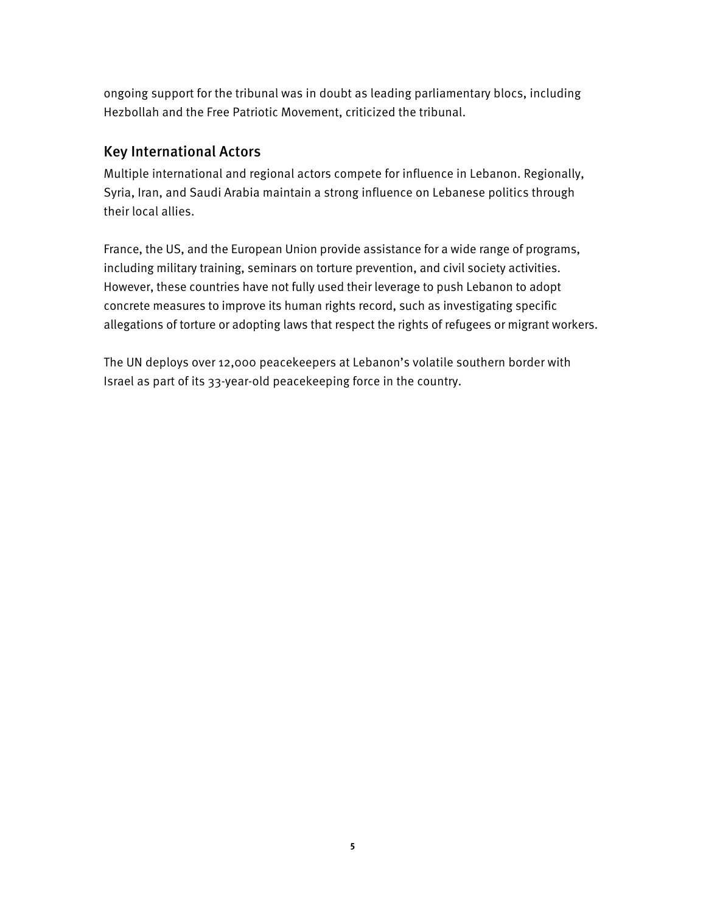ongoing support for the tribunal was in doubt as leading parliamentary blocs, including Hezbollah and the Free Patriotic Movement, criticized the tribunal.

## Key International Actors

Multiple international and regional actors compete for influence in Lebanon. Regionally, Syria, Iran, and Saudi Arabia maintain a strong influence on Lebanese politics through their local allies.

France, the US, and the European Union provide assistance for a wide range of programs, including military training, seminars on torture prevention, and civil society activities. However, these countries have not fully used their leverage to push Lebanon to adopt concrete measures to improve its human rights record, such as investigating specific allegations of torture or adopting laws that respect the rights of refugees or migrant workers.

The UN deploys over 12,000 peacekeepers at Lebanon's volatile southern border with Israel as part of its 33-year-old peacekeeping force in the country.